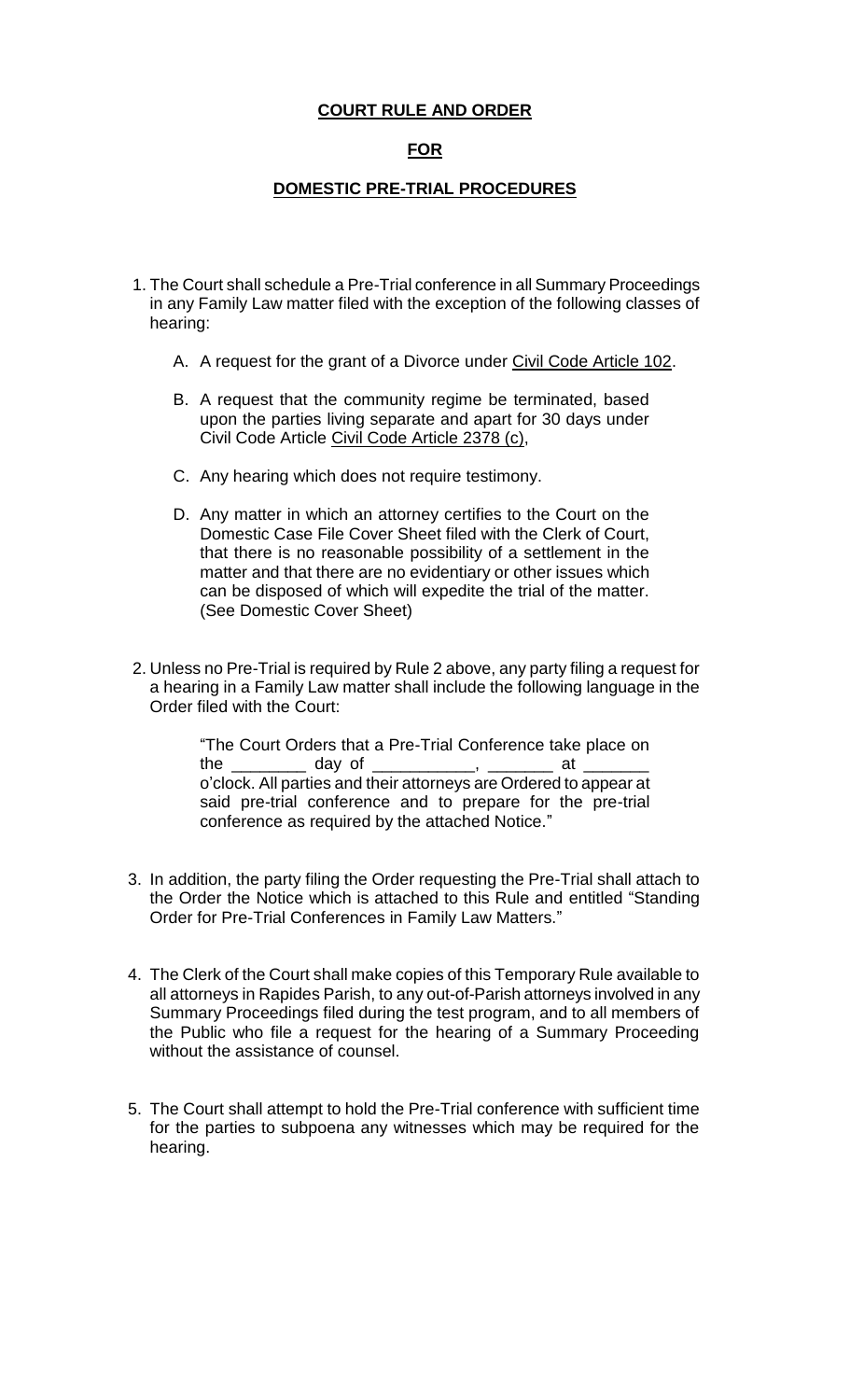**COURT RULE AND ORDER**

**FOR**

**DOMESTIC PRE-TRIAL PROCEDURES**

1. The Court shall schedule a Pre-Trial conference in all Summary Proceedings in any Family Law matter filed with the exception of the following classes of hearing:

   A. A request for the grant of a Divorce under Civil Code Article 102.

   B. A request that the community regime be terminated, based upon the parties living separate and apart for 30 days under Civil Code Article Civil Code Article 2378 (c),

   C. Any hearing which does not require testimony.

   D. Any matter in which an attorney certifies to the Court on the Domestic Case File Cover Sheet filed with the Clerk of Court, that there is no reasonable possibility of a settlement in the matter and that there are no evidentiary or other issues which can be disposed of which will expedite the trial of the matter. (See Domestic Cover Sheet)

2. Unless no Pre-Trial is required by Rule 2 above, any party filing a request for a hearing in a Family Law matter shall include the following language in the Order filed with the Court:

   > "The Court Orders that a Pre-Trial Conference take place on the ________ day of ___________, _______ at _______ o'clock. All parties and their attorneys are Ordered to appear at said pre-trial conference and to prepare for the pre-trial conference as required by the attached Notice."

3. In addition, the party filing the Order requesting the Pre-Trial shall attach to the Order the Notice which is attached to this Rule and entitled "Standing Order for Pre-Trial Conferences in Family Law Matters."

4. The Clerk of the Court shall make copies of this Temporary Rule available to all attorneys in Rapides Parish, to any out-of-Parish attorneys involved in any Summary Proceedings filed during the test program, and to all members of the Public who file a request for the hearing of a Summary Proceeding without the assistance of counsel.

5. The Court shall attempt to hold the Pre-Trial conference with sufficient time for the parties to subpoena any witnesses which may be required for the hearing.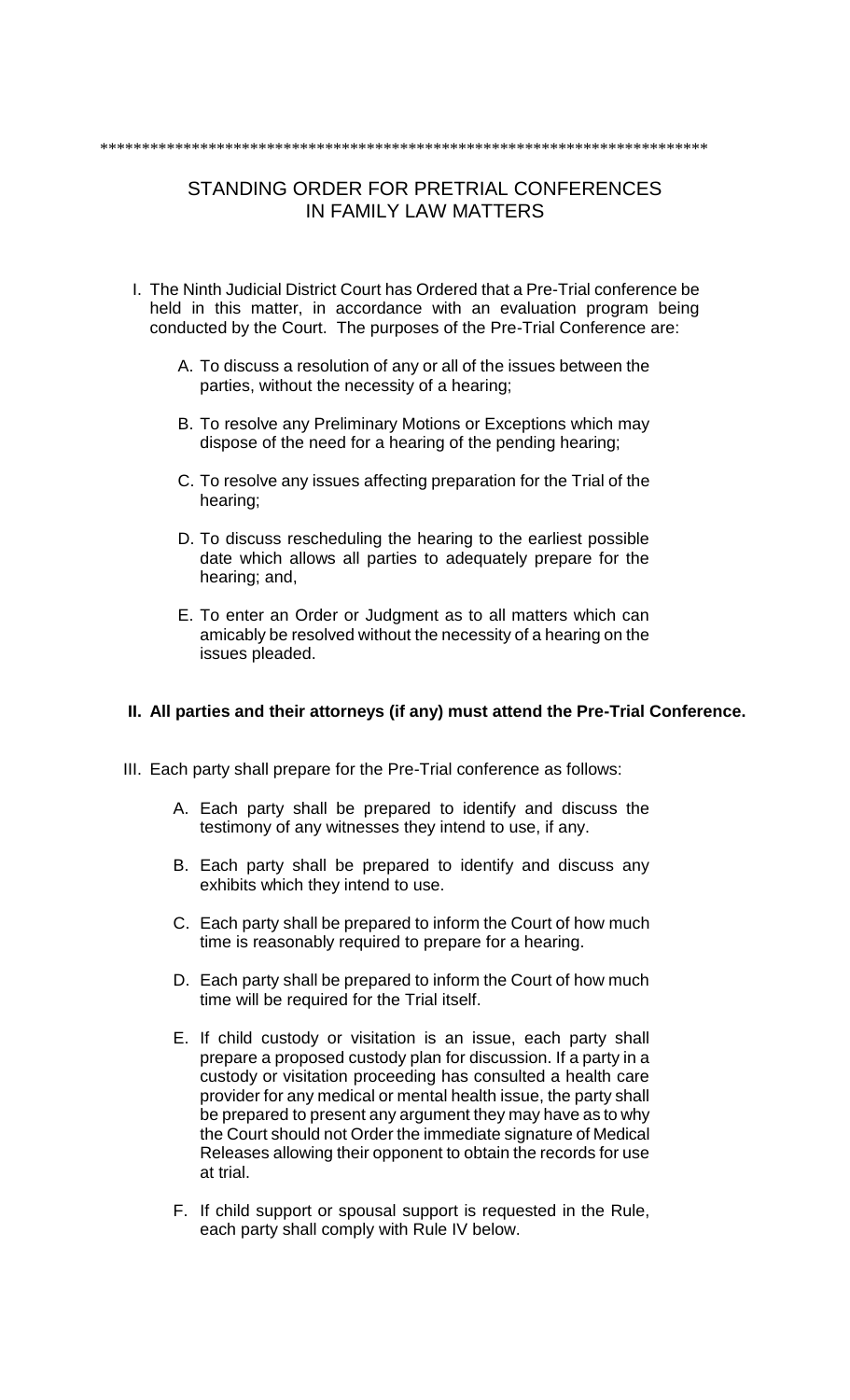\*\*\*\*\*\*\*\*\*\*\*\*\*\*\*\*\*\*\*\*\*\*\*\*\*\*\*\*\*\*\*\*\*\*\*\*\*\*\*\*\*\*\*\*\*\*\*\*\*\*\*\*\*\*\*\*\*\*\*\*\*\*\*\*\*\*\*\*\*\*\*\*\*

# STANDING ORDER FOR PRETRIAL CONFERENCES IN FAMILY LAW MATTERS

I. The Ninth Judicial District Court has Ordered that a Pre-Trial conference be held in this matter, in accordance with an evaluation program being conducted by the Court. The purposes of the Pre-Trial Conference are:

   A. To discuss a resolution of any or all of the issues between the parties, without the necessity of a hearing;

   B. To resolve any Preliminary Motions or Exceptions which may dispose of the need for a hearing of the pending hearing;

   C. To resolve any issues affecting preparation for the Trial of the hearing;

   D. To discuss rescheduling the hearing to the earliest possible date which allows all parties to adequately prepare for the hearing; and,

   E. To enter an Order or Judgment as to all matters which can amicably be resolved without the necessity of a hearing on the issues pleaded.

**II. All parties and their attorneys (if any) must attend the Pre-Trial Conference.**

III. Each party shall prepare for the Pre-Trial conference as follows:

   A. Each party shall be prepared to identify and discuss the testimony of any witnesses they intend to use, if any.

   B. Each party shall be prepared to identify and discuss any exhibits which they intend to use.

   C. Each party shall be prepared to inform the Court of how much time is reasonably required to prepare for a hearing.

   D. Each party shall be prepared to inform the Court of how much time will be required for the Trial itself.

   E. If child custody or visitation is an issue, each party shall prepare a proposed custody plan for discussion. If a party in a custody or visitation proceeding has consulted a health care provider for any medical or mental health issue, the party shall be prepared to present any argument they may have as to why the Court should not Order the immediate signature of Medical Releases allowing their opponent to obtain the records for use at trial.

   F. If child support or spousal support is requested in the Rule, each party shall comply with Rule IV below.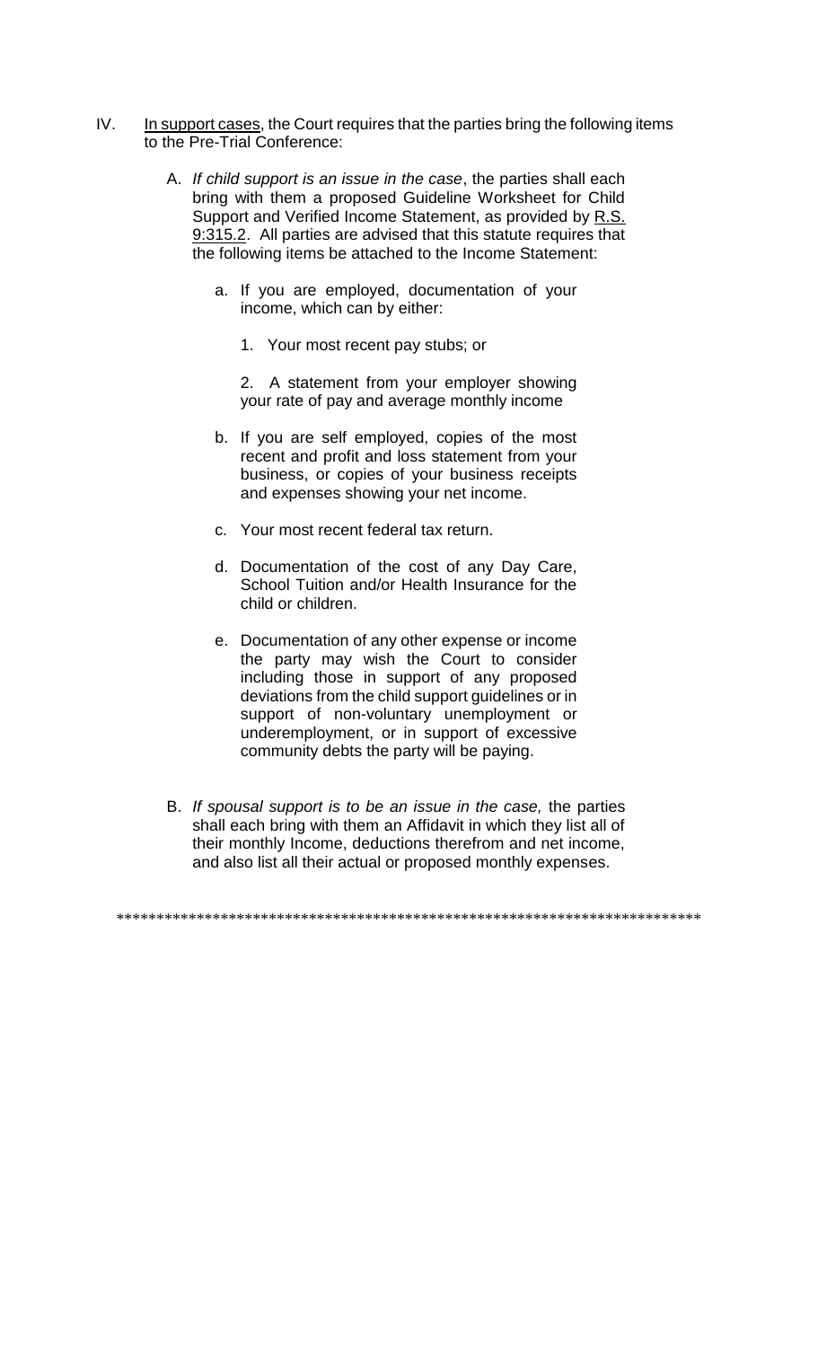IV. <u>In support cases</u>, the Court requires that the parties bring the following items to the Pre-Trial Conference:

A. *If child support is an issue in the case*, the parties shall each bring with them a proposed Guideline Worksheet for Child Support and Verified Income Statement, as provided by <u>R.S. 9:315.2</u>. All parties are advised that this statute requires that the following items be attached to the Income Statement:

   a. If you are employed, documentation of your income, which can by either:

      1. Your most recent pay stubs; or

      2. A statement from your employer showing your rate of pay and average monthly income

   b. If you are self employed, copies of the most recent and profit and loss statement from your business, or copies of your business receipts and expenses showing your net income.

   c. Your most recent federal tax return.

   d. Documentation of the cost of any Day Care, School Tuition and/or Health Insurance for the child or children.

   e. Documentation of any other expense or income the party may wish the Court to consider including those in support of any proposed deviations from the child support guidelines or in support of non-voluntary unemployment or underemployment, or in support of excessive community debts the party will be paying.

B. *If spousal support is to be an issue in the case,* the parties shall each bring with them an Affidavit in which they list all of their monthly Income, deductions therefrom and net income, and also list all their actual or proposed monthly expenses.

*************************************************************************